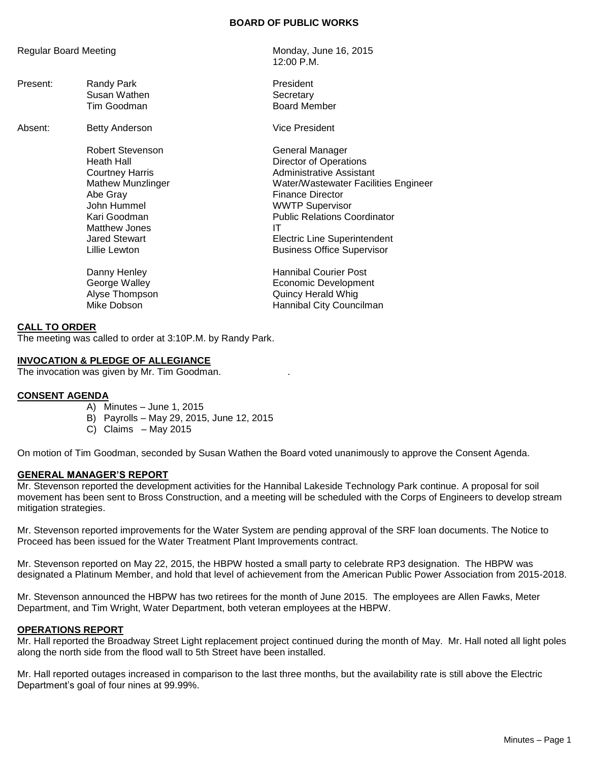**BOARD OF PUBLIC WORKS**

| | | |
|---|---|---|
| Regular Board Meeting | | Monday, June 16, 2015<br>12:00 P.M. |
| Present: | Randy Park | President |
| | Susan Wathen | Secretary |
| | Tim Goodman | Board Member |
| Absent: | Betty Anderson | Vice President |
| | Robert Stevenson | General Manager |
| | Heath Hall | Director of Operations |
| | Courtney Harris | Administrative Assistant |
| | Mathew Munzlinger | Water/Wastewater Facilities Engineer |
| | Abe Gray | Finance Director |
| | John Hummel | WWTP Supervisor |
| | Kari Goodman | Public Relations Coordinator |
| | Matthew Jones | IT |
| | Jared Stewart | Electric Line Superintendent |
| | Lillie Lewton | Business Office Supervisor |
| | Danny Henley | Hannibal Courier Post |
| | George Walley | Economic Development |
| | Alyse Thompson | Quincy Herald Whig |
| | Mike Dobson | Hannibal City Councilman |

**CALL TO ORDER**

The meeting was called to order at 3:10P.M. by Randy Park.

**INVOCATION & PLEDGE OF ALLEGIANCE**

The invocation was given by Mr. Tim Goodman. .

**CONSENT AGENDA**

A) Minutes – June 1, 2015
B) Payrolls – May 29, 2015, June 12, 2015
C) Claims – May 2015

On motion of Tim Goodman, seconded by Susan Wathen the Board voted unanimously to approve the Consent Agenda.

**GENERAL MANAGER'S REPORT**

Mr. Stevenson reported the development activities for the Hannibal Lakeside Technology Park continue. A proposal for soil movement has been sent to Bross Construction, and a meeting will be scheduled with the Corps of Engineers to develop stream mitigation strategies.

Mr. Stevenson reported improvements for the Water System are pending approval of the SRF loan documents. The Notice to Proceed has been issued for the Water Treatment Plant Improvements contract.

Mr. Stevenson reported on May 22, 2015, the HBPW hosted a small party to celebrate RP3 designation. The HBPW was designated a Platinum Member, and hold that level of achievement from the American Public Power Association from 2015-2018.

Mr. Stevenson announced the HBPW has two retirees for the month of June 2015. The employees are Allen Fawks, Meter Department, and Tim Wright, Water Department, both veteran employees at the HBPW.

**OPERATIONS REPORT**

Mr. Hall reported the Broadway Street Light replacement project continued during the month of May. Mr. Hall noted all light poles along the north side from the flood wall to 5th Street have been installed.

Mr. Hall reported outages increased in comparison to the last three months, but the availability rate is still above the Electric Department's goal of four nines at 99.99%.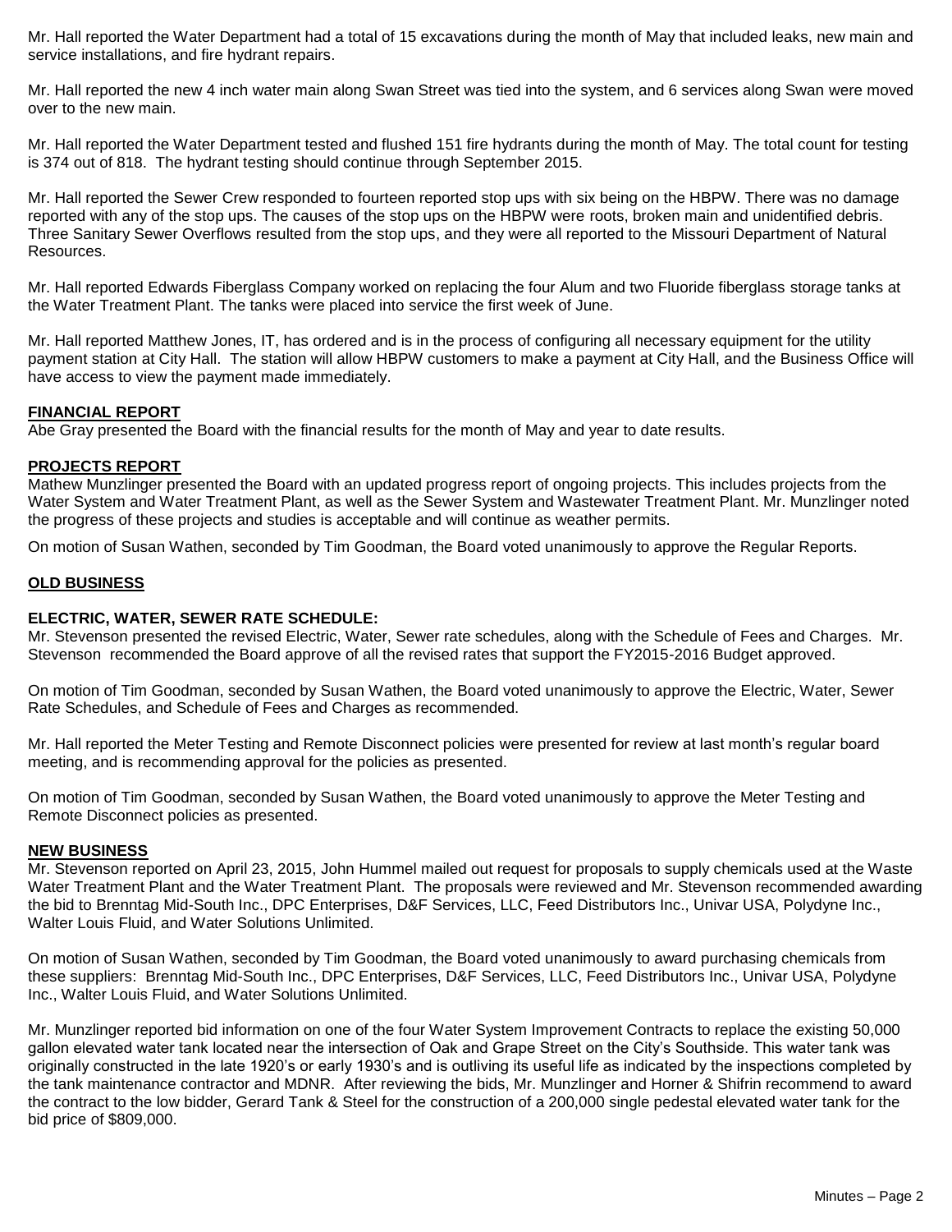Mr. Hall reported the Water Department had a total of 15 excavations during the month of May that included leaks, new main and service installations, and fire hydrant repairs.

Mr. Hall reported the new 4 inch water main along Swan Street was tied into the system, and 6 services along Swan were moved over to the new main.

Mr. Hall reported the Water Department tested and flushed 151 fire hydrants during the month of May. The total count for testing is 374 out of 818. The hydrant testing should continue through September 2015.

Mr. Hall reported the Sewer Crew responded to fourteen reported stop ups with six being on the HBPW. There was no damage reported with any of the stop ups. The causes of the stop ups on the HBPW were roots, broken main and unidentified debris. Three Sanitary Sewer Overflows resulted from the stop ups, and they were all reported to the Missouri Department of Natural Resources.

Mr. Hall reported Edwards Fiberglass Company worked on replacing the four Alum and two Fluoride fiberglass storage tanks at the Water Treatment Plant. The tanks were placed into service the first week of June.

Mr. Hall reported Matthew Jones, IT, has ordered and is in the process of configuring all necessary equipment for the utility payment station at City Hall. The station will allow HBPW customers to make a payment at City Hall, and the Business Office will have access to view the payment made immediately.

**FINANCIAL REPORT**

Abe Gray presented the Board with the financial results for the month of May and year to date results.

**PROJECTS REPORT**

Mathew Munzlinger presented the Board with an updated progress report of ongoing projects. This includes projects from the Water System and Water Treatment Plant, as well as the Sewer System and Wastewater Treatment Plant. Mr. Munzlinger noted the progress of these projects and studies is acceptable and will continue as weather permits.

On motion of Susan Wathen, seconded by Tim Goodman, the Board voted unanimously to approve the Regular Reports.

**OLD BUSINESS**

**ELECTRIC, WATER, SEWER RATE SCHEDULE:**

Mr. Stevenson presented the revised Electric, Water, Sewer rate schedules, along with the Schedule of Fees and Charges. Mr. Stevenson recommended the Board approve of all the revised rates that support the FY2015-2016 Budget approved.

On motion of Tim Goodman, seconded by Susan Wathen, the Board voted unanimously to approve the Electric, Water, Sewer Rate Schedules, and Schedule of Fees and Charges as recommended.

Mr. Hall reported the Meter Testing and Remote Disconnect policies were presented for review at last month's regular board meeting, and is recommending approval for the policies as presented.

On motion of Tim Goodman, seconded by Susan Wathen, the Board voted unanimously to approve the Meter Testing and Remote Disconnect policies as presented.

**NEW BUSINESS**

Mr. Stevenson reported on April 23, 2015, John Hummel mailed out request for proposals to supply chemicals used at the Waste Water Treatment Plant and the Water Treatment Plant. The proposals were reviewed and Mr. Stevenson recommended awarding the bid to Brenntag Mid-South Inc., DPC Enterprises, D&F Services, LLC, Feed Distributors Inc., Univar USA, Polydyne Inc., Walter Louis Fluid, and Water Solutions Unlimited.

On motion of Susan Wathen, seconded by Tim Goodman, the Board voted unanimously to award purchasing chemicals from these suppliers: Brenntag Mid-South Inc., DPC Enterprises, D&F Services, LLC, Feed Distributors Inc., Univar USA, Polydyne Inc., Walter Louis Fluid, and Water Solutions Unlimited.

Mr. Munzlinger reported bid information on one of the four Water System Improvement Contracts to replace the existing 50,000 gallon elevated water tank located near the intersection of Oak and Grape Street on the City's Southside. This water tank was originally constructed in the late 1920's or early 1930's and is outliving its useful life as indicated by the inspections completed by the tank maintenance contractor and MDNR. After reviewing the bids, Mr. Munzlinger and Horner & Shifrin recommend to award the contract to the low bidder, Gerard Tank & Steel for the construction of a 200,000 single pedestal elevated water tank for the bid price of $809,000.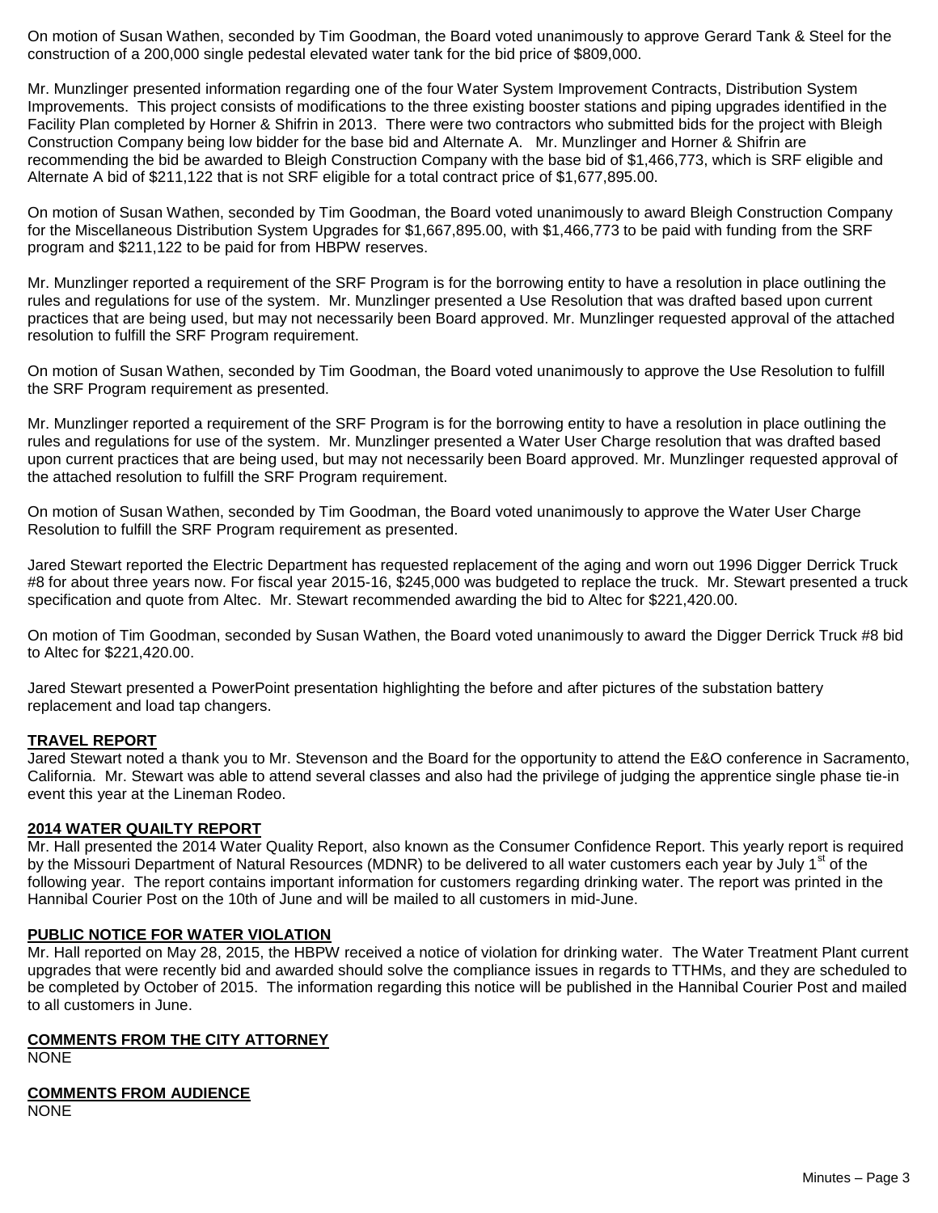On motion of Susan Wathen, seconded by Tim Goodman, the Board voted unanimously to approve Gerard Tank & Steel for the construction of a 200,000 single pedestal elevated water tank for the bid price of $809,000.

Mr. Munzlinger presented information regarding one of the four Water System Improvement Contracts, Distribution System Improvements. This project consists of modifications to the three existing booster stations and piping upgrades identified in the Facility Plan completed by Horner & Shifrin in 2013. There were two contractors who submitted bids for the project with Bleigh Construction Company being low bidder for the base bid and Alternate A. Mr. Munzlinger and Horner & Shifrin are recommending the bid be awarded to Bleigh Construction Company with the base bid of $1,466,773, which is SRF eligible and Alternate A bid of $211,122 that is not SRF eligible for a total contract price of $1,677,895.00.

On motion of Susan Wathen, seconded by Tim Goodman, the Board voted unanimously to award Bleigh Construction Company for the Miscellaneous Distribution System Upgrades for $1,667,895.00, with $1,466,773 to be paid with funding from the SRF program and $211,122 to be paid for from HBPW reserves.

Mr. Munzlinger reported a requirement of the SRF Program is for the borrowing entity to have a resolution in place outlining the rules and regulations for use of the system. Mr. Munzlinger presented a Use Resolution that was drafted based upon current practices that are being used, but may not necessarily been Board approved. Mr. Munzlinger requested approval of the attached resolution to fulfill the SRF Program requirement.

On motion of Susan Wathen, seconded by Tim Goodman, the Board voted unanimously to approve the Use Resolution to fulfill the SRF Program requirement as presented.

Mr. Munzlinger reported a requirement of the SRF Program is for the borrowing entity to have a resolution in place outlining the rules and regulations for use of the system. Mr. Munzlinger presented a Water User Charge resolution that was drafted based upon current practices that are being used, but may not necessarily been Board approved. Mr. Munzlinger requested approval of the attached resolution to fulfill the SRF Program requirement.

On motion of Susan Wathen, seconded by Tim Goodman, the Board voted unanimously to approve the Water User Charge Resolution to fulfill the SRF Program requirement as presented.

Jared Stewart reported the Electric Department has requested replacement of the aging and worn out 1996 Digger Derrick Truck #8 for about three years now. For fiscal year 2015-16, $245,000 was budgeted to replace the truck. Mr. Stewart presented a truck specification and quote from Altec. Mr. Stewart recommended awarding the bid to Altec for $221,420.00.

On motion of Tim Goodman, seconded by Susan Wathen, the Board voted unanimously to award the Digger Derrick Truck #8 bid to Altec for $221,420.00.

Jared Stewart presented a PowerPoint presentation highlighting the before and after pictures of the substation battery replacement and load tap changers.

**TRAVEL REPORT**

Jared Stewart noted a thank you to Mr. Stevenson and the Board for the opportunity to attend the E&O conference in Sacramento, California. Mr. Stewart was able to attend several classes and also had the privilege of judging the apprentice single phase tie-in event this year at the Lineman Rodeo.

**2014 WATER QUAILTY REPORT**

Mr. Hall presented the 2014 Water Quality Report, also known as the Consumer Confidence Report. This yearly report is required by the Missouri Department of Natural Resources (MDNR) to be delivered to all water customers each year by July 1st of the following year. The report contains important information for customers regarding drinking water. The report was printed in the Hannibal Courier Post on the 10th of June and will be mailed to all customers in mid-June.

**PUBLIC NOTICE FOR WATER VIOLATION**

Mr. Hall reported on May 28, 2015, the HBPW received a notice of violation for drinking water. The Water Treatment Plant current upgrades that were recently bid and awarded should solve the compliance issues in regards to TTHMs, and they are scheduled to be completed by October of 2015. The information regarding this notice will be published in the Hannibal Courier Post and mailed to all customers in June.

**COMMENTS FROM THE CITY ATTORNEY**

NONE

**COMMENTS FROM AUDIENCE**

NONE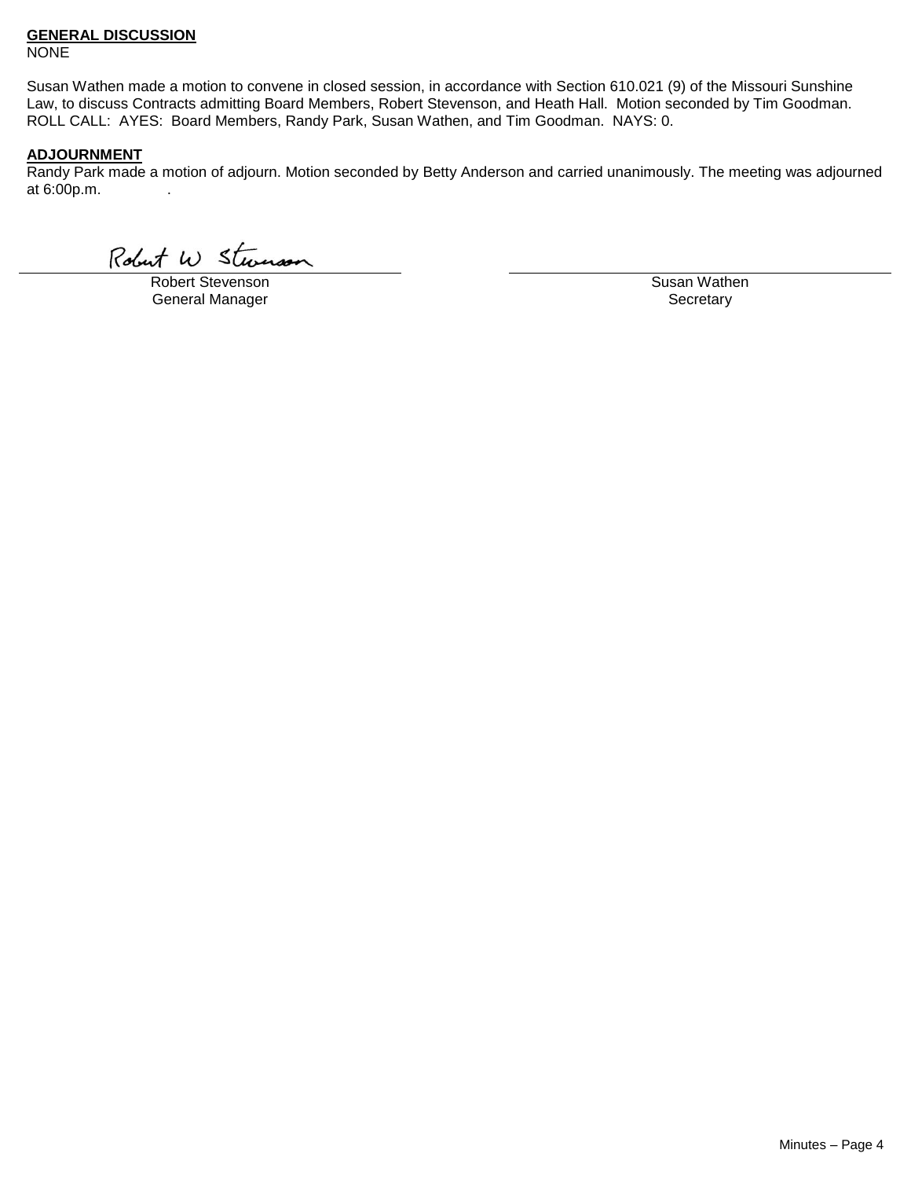**GENERAL DISCUSSION**
NONE

Susan Wathen made a motion to convene in closed session, in accordance with Section 610.021 (9) of the Missouri Sunshine Law, to discuss Contracts admitting Board Members, Robert Stevenson, and Heath Hall. Motion seconded by Tim Goodman. ROLL CALL: AYES: Board Members, Randy Park, Susan Wathen, and Tim Goodman. NAYS: 0.

**ADJOURNMENT**
Randy Park made a motion of adjourn. Motion seconded by Betty Anderson and carried unanimously. The meeting was adjourned at 6:00p.m. .

Robert W Stevenson

Robert Stevenson
General Manager

Susan Wathen
Secretary